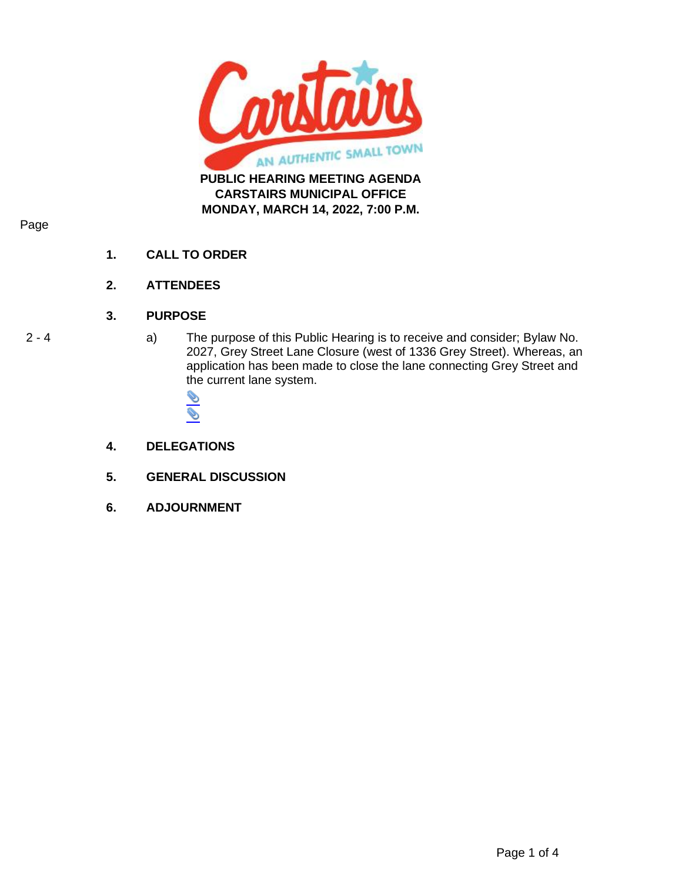# PUBLIC HEARING MEETING AGENDA
## CARSTAIRS MUNICIPAL OFFICE
## MONDAY, MARCH 14, 2022, 7:00 P.M.

| Page | | |
|---|---|---|
| | **1.** | **CALL TO ORDER** |
| | **2.** | **ATTENDEES** |
| | **3.** | **PURPOSE** |
| 2 - 4 | a) | The purpose of this Public Hearing is to receive and consider; Bylaw No. 2027, Grey Street Lane Closure (west of 1336 Grey Street). Whereas, an application has been made to close the lane connecting Grey Street and the current lane system. |
| | **4.** | **DELEGATIONS** |
| | **5.** | **GENERAL DISCUSSION** |
| | **6.** | **ADJOURNMENT** |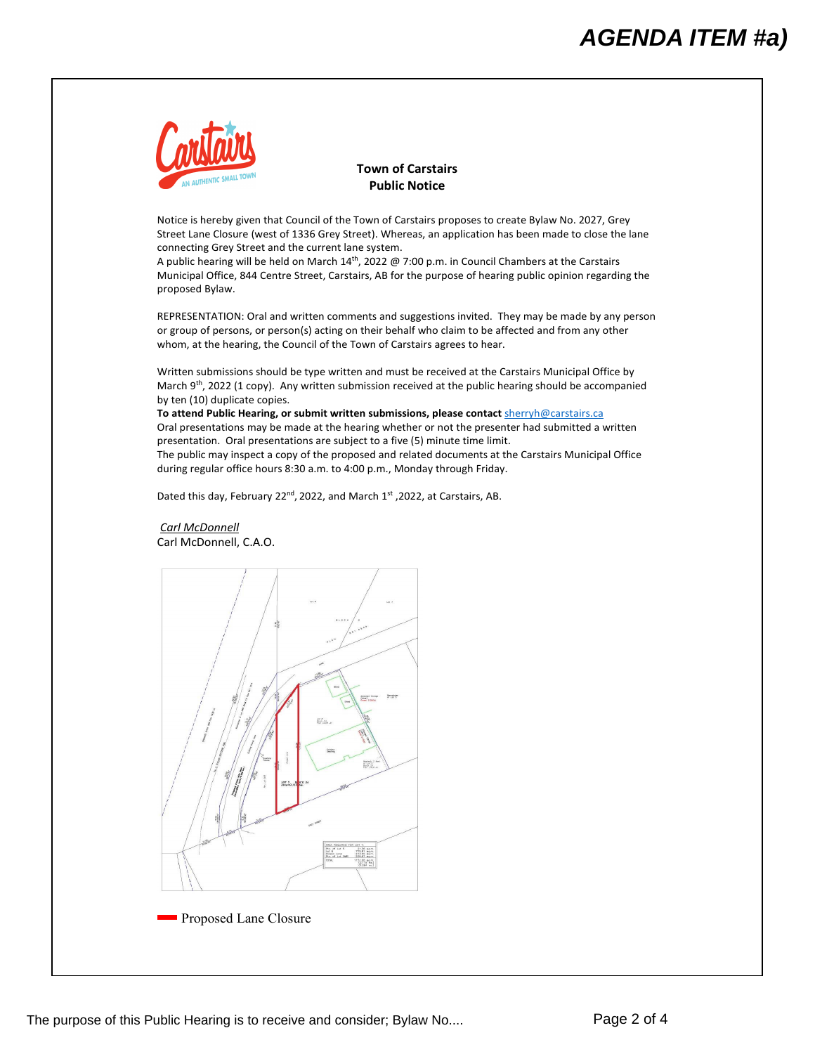# AGENDA ITEM #a)

**Town of Carstairs**
**Public Notice**

Notice is hereby given that Council of the Town of Carstairs proposes to create Bylaw No. 2027, Grey Street Lane Closure (west of 1336 Grey Street). Whereas, an application has been made to close the lane connecting Grey Street and the current lane system.
A public hearing will be held on March 14th, 2022 @ 7:00 p.m. in Council Chambers at the Carstairs Municipal Office, 844 Centre Street, Carstairs, AB for the purpose of hearing public opinion regarding the proposed Bylaw.

REPRESENTATION: Oral and written comments and suggestions invited. They may be made by any person or group of persons, or person(s) acting on their behalf who claim to be affected and from any other whom, at the hearing, the Council of the Town of Carstairs agrees to hear.

Written submissions should be type written and must be received at the Carstairs Municipal Office by March 9th, 2022 (1 copy). Any written submission received at the public hearing should be accompanied by ten (10) duplicate copies.
**To attend Public Hearing, or submit written submissions, please contact** sherryh@carstairs.ca
Oral presentations may be made at the hearing whether or not the presenter had submitted a written presentation. Oral presentations are subject to a five (5) minute time limit.
The public may inspect a copy of the proposed and related documents at the Carstairs Municipal Office during regular office hours 8:30 a.m. to 4:00 p.m., Monday through Friday.

Dated this day, February 22nd, 2022, and March 1st ,2022, at Carstairs, AB.

*Carl McDonnell*
Carl McDonnell, C.A.O.

Proposed Lane Closure

The purpose of this Public Hearing is to receive and consider; Bylaw No....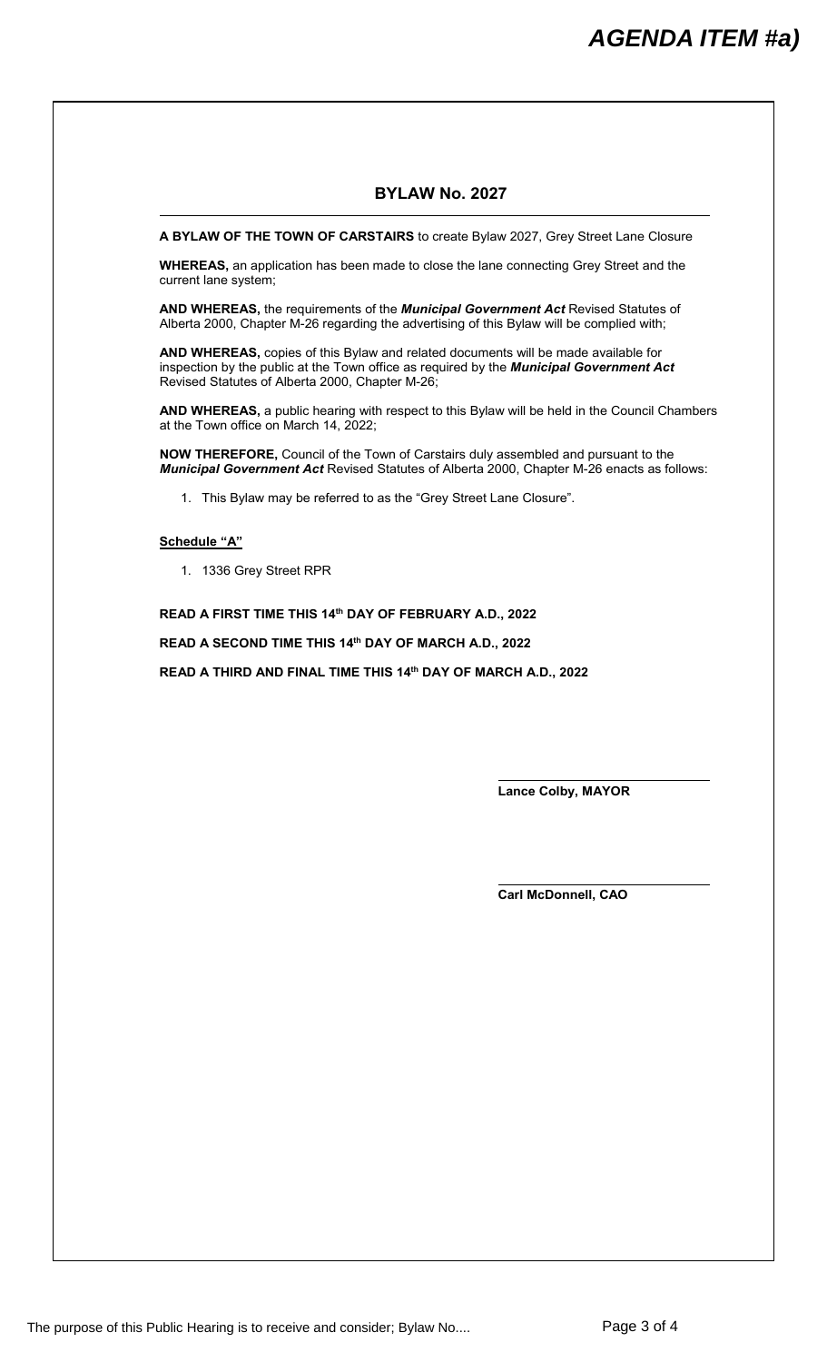# AGENDA ITEM #a)

## BYLAW No. 2027

**A BYLAW OF THE TOWN OF CARSTAIRS** to create Bylaw 2027, Grey Street Lane Closure

**WHEREAS,** an application has been made to close the lane connecting Grey Street and the current lane system;

**AND WHEREAS,** the requirements of the ***Municipal Government Act*** Revised Statutes of Alberta 2000, Chapter M-26 regarding the advertising of this Bylaw will be complied with;

**AND WHEREAS,** copies of this Bylaw and related documents will be made available for inspection by the public at the Town office as required by the ***Municipal Government Act*** Revised Statutes of Alberta 2000, Chapter M-26;

**AND WHEREAS,** a public hearing with respect to this Bylaw will be held in the Council Chambers at the Town office on March 14, 2022;

**NOW THEREFORE,** Council of the Town of Carstairs duly assembled and pursuant to the ***Municipal Government Act*** Revised Statutes of Alberta 2000, Chapter M-26 enacts as follows:

1. This Bylaw may be referred to as the "Grey Street Lane Closure".

**Schedule "A"**

1. 1336 Grey Street RPR

**READ A FIRST TIME THIS 14th DAY OF FEBRUARY A.D., 2022**

**READ A SECOND TIME THIS 14th DAY OF MARCH A.D., 2022**

**READ A THIRD AND FINAL TIME THIS 14th DAY OF MARCH A.D., 2022**

**Lance Colby, MAYOR**

**Carl McDonnell, CAO**

The purpose of this Public Hearing is to receive and consider; Bylaw No....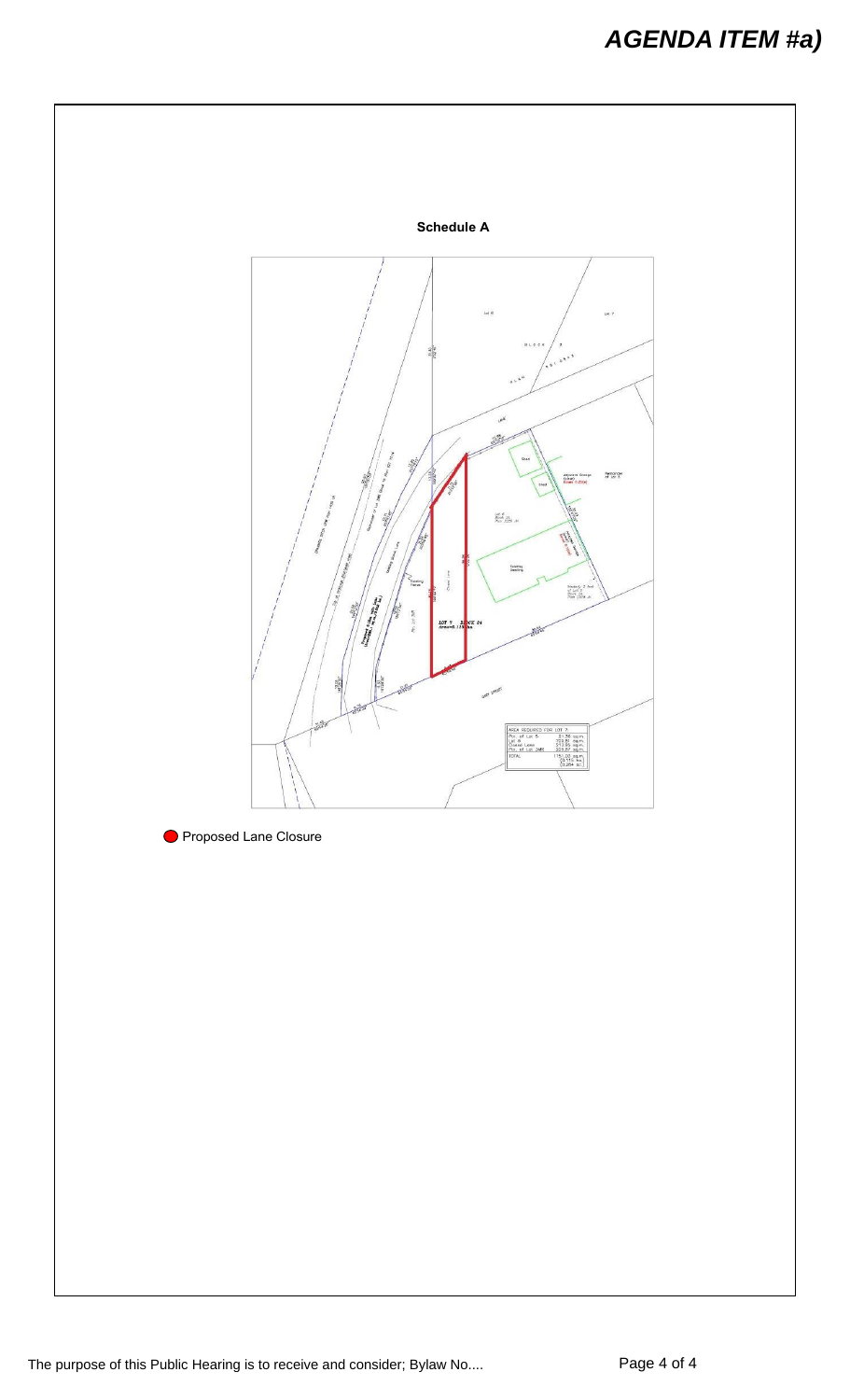# AGENDA ITEM #a)

**Schedule A**

Lot 8

Lot 7

BLOCK 3

PLAN

Lane

Shed

Shed

Adjacent Garage

Remainder of Lot 5

Lot 6 Block 24 Plan 2281 JK

Existing Dwelling

Existing Fence

Closed Lane

LOT 7 BLOCK 24

AREA REQUIRED FOR LOT 7:

| | |
|---|---|
| Ptn. of Lot 5 | 81.36 sq.m. |
| Lot 6 | 703.81 sq.m. |
| Closed Lane | 211.95 sq.m. |
| Ptn. of Lot 34R | 304.87 sq.m. |
| TOTAL | 1151.00 sq.m. (0.115 ha.) (0.284 ac.) |

Proposed Lane Closure

The purpose of this Public Hearing is to receive and consider; Bylaw No....